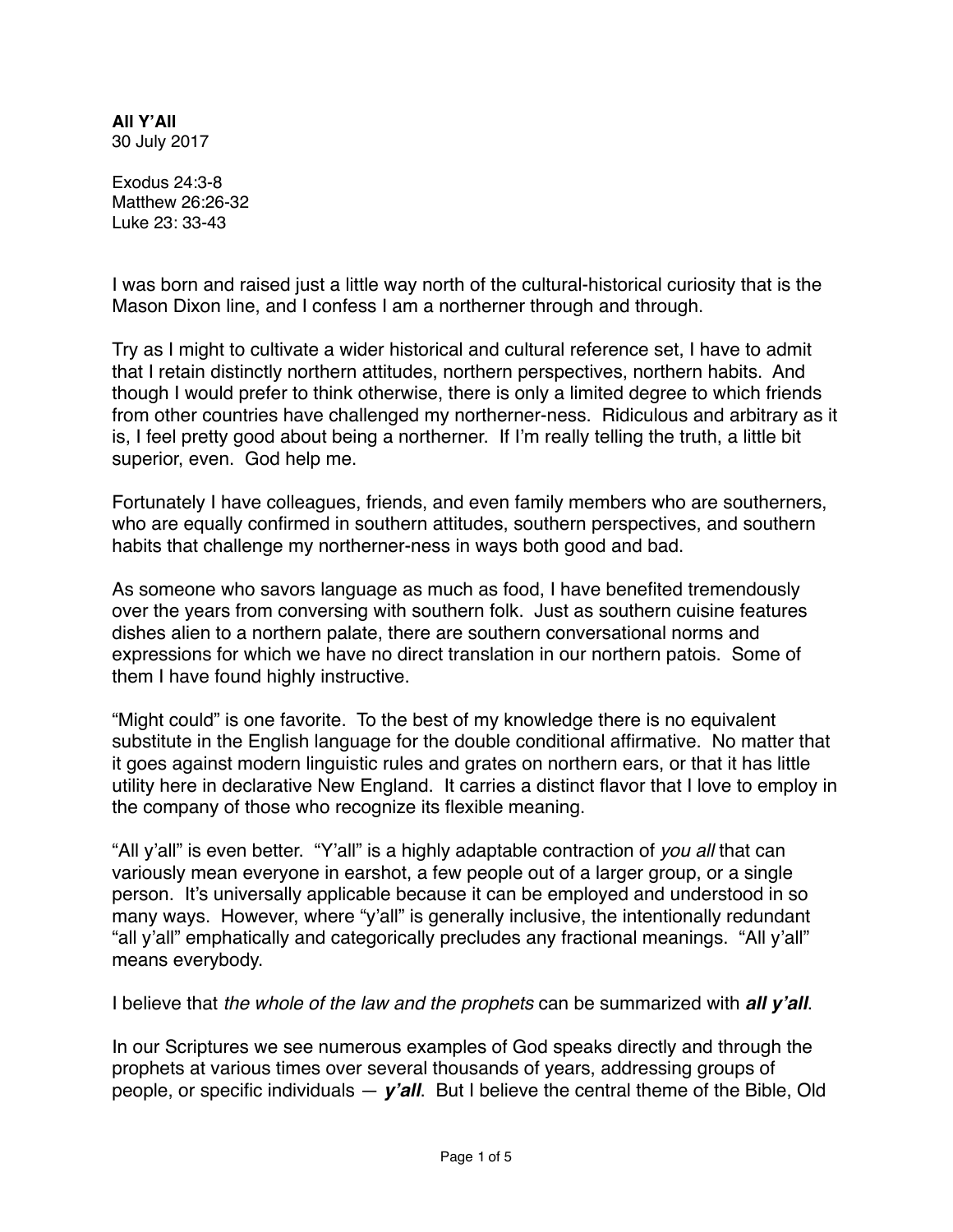**All Y'All**
30 July 2017

Exodus 24:3-8
Matthew 26:26-32
Luke 23: 33-43

I was born and raised just a little way north of the cultural-historical curiosity that is the Mason Dixon line, and I confess I am a northerner through and through.

Try as I might to cultivate a wider historical and cultural reference set, I have to admit that I retain distinctly northern attitudes, northern perspectives, northern habits. And though I would prefer to think otherwise, there is only a limited degree to which friends from other countries have challenged my northerner-ness. Ridiculous and arbitrary as it is, I feel pretty good about being a northerner. If I'm really telling the truth, a little bit superior, even. God help me.

Fortunately I have colleagues, friends, and even family members who are southerners, who are equally confirmed in southern attitudes, southern perspectives, and southern habits that challenge my northerner-ness in ways both good and bad.

As someone who savors language as much as food, I have benefited tremendously over the years from conversing with southern folk. Just as southern cuisine features dishes alien to a northern palate, there are southern conversational norms and expressions for which we have no direct translation in our northern patois. Some of them I have found highly instructive.

"Might could" is one favorite. To the best of my knowledge there is no equivalent substitute in the English language for the double conditional affirmative. No matter that it goes against modern linguistic rules and grates on northern ears, or that it has little utility here in declarative New England. It carries a distinct flavor that I love to employ in the company of those who recognize its flexible meaning.

"All y'all" is even better. "Y'all" is a highly adaptable contraction of *you all* that can variously mean everyone in earshot, a few people out of a larger group, or a single person. It's universally applicable because it can be employed and understood in so many ways. However, where "y'all" is generally inclusive, the intentionally redundant "all y'all" emphatically and categorically precludes any fractional meanings. "All y'all" means everybody.

I believe that *the whole of the law and the prophets* can be summarized with ***all y'all***.

In our Scriptures we see numerous examples of God speaks directly and through the prophets at various times over several thousands of years, addressing groups of people, or specific individuals — ***y'all***. But I believe the central theme of the Bible, Old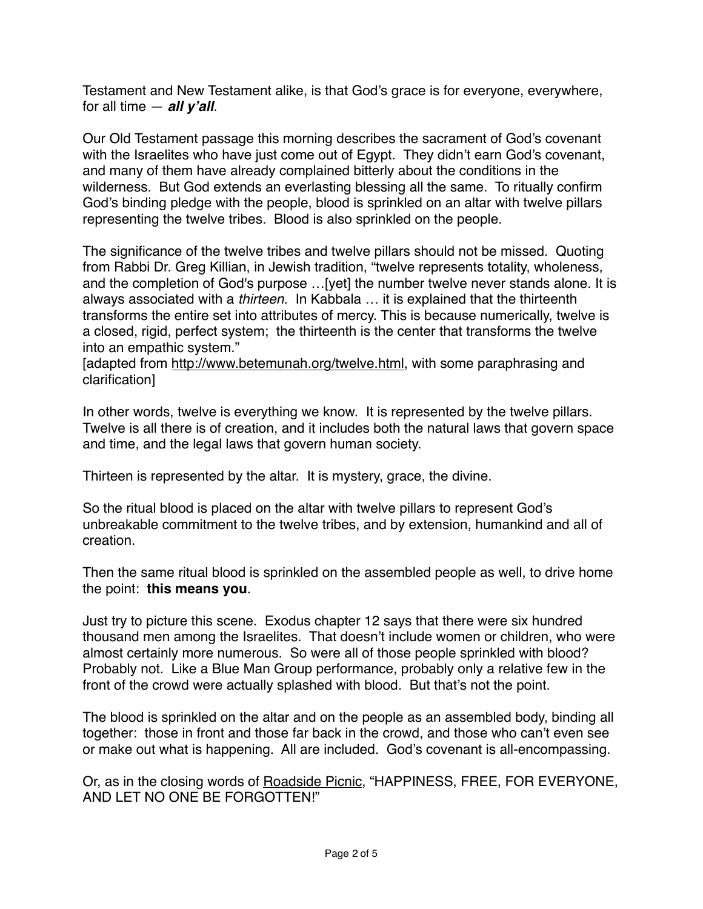Testament and New Testament alike, is that God's grace is for everyone, everywhere, for all time — ***all y'all***.

Our Old Testament passage this morning describes the sacrament of God's covenant with the Israelites who have just come out of Egypt. They didn't earn God's covenant, and many of them have already complained bitterly about the conditions in the wilderness. But God extends an everlasting blessing all the same. To ritually confirm God's binding pledge with the people, blood is sprinkled on an altar with twelve pillars representing the twelve tribes. Blood is also sprinkled on the people.

The significance of the twelve tribes and twelve pillars should not be missed. Quoting from Rabbi Dr. Greg Killian, in Jewish tradition, "twelve represents totality, wholeness, and the completion of God's purpose …[yet] the number twelve never stands alone. It is always associated with a *thirteen*. In Kabbala … it is explained that the thirteenth transforms the entire set into attributes of mercy. This is because numerically, twelve is a closed, rigid, perfect system; the thirteenth is the center that transforms the twelve into an empathic system."
[adapted from http://www.betemunah.org/twelve.html, with some paraphrasing and clarification]

In other words, twelve is everything we know. It is represented by the twelve pillars. Twelve is all there is of creation, and it includes both the natural laws that govern space and time, and the legal laws that govern human society.

Thirteen is represented by the altar. It is mystery, grace, the divine.

So the ritual blood is placed on the altar with twelve pillars to represent God's unbreakable commitment to the twelve tribes, and by extension, humankind and all of creation.

Then the same ritual blood is sprinkled on the assembled people as well, to drive home the point: **this means you**.

Just try to picture this scene. Exodus chapter 12 says that there were six hundred thousand men among the Israelites. That doesn't include women or children, who were almost certainly more numerous. So were all of those people sprinkled with blood? Probably not. Like a Blue Man Group performance, probably only a relative few in the front of the crowd were actually splashed with blood. But that's not the point.

The blood is sprinkled on the altar and on the people as an assembled body, binding all together: those in front and those far back in the crowd, and those who can't even see or make out what is happening. All are included. God's covenant is all-encompassing.

Or, as in the closing words of Roadside Picnic, "HAPPINESS, FREE, FOR EVERYONE, AND LET NO ONE BE FORGOTTEN!"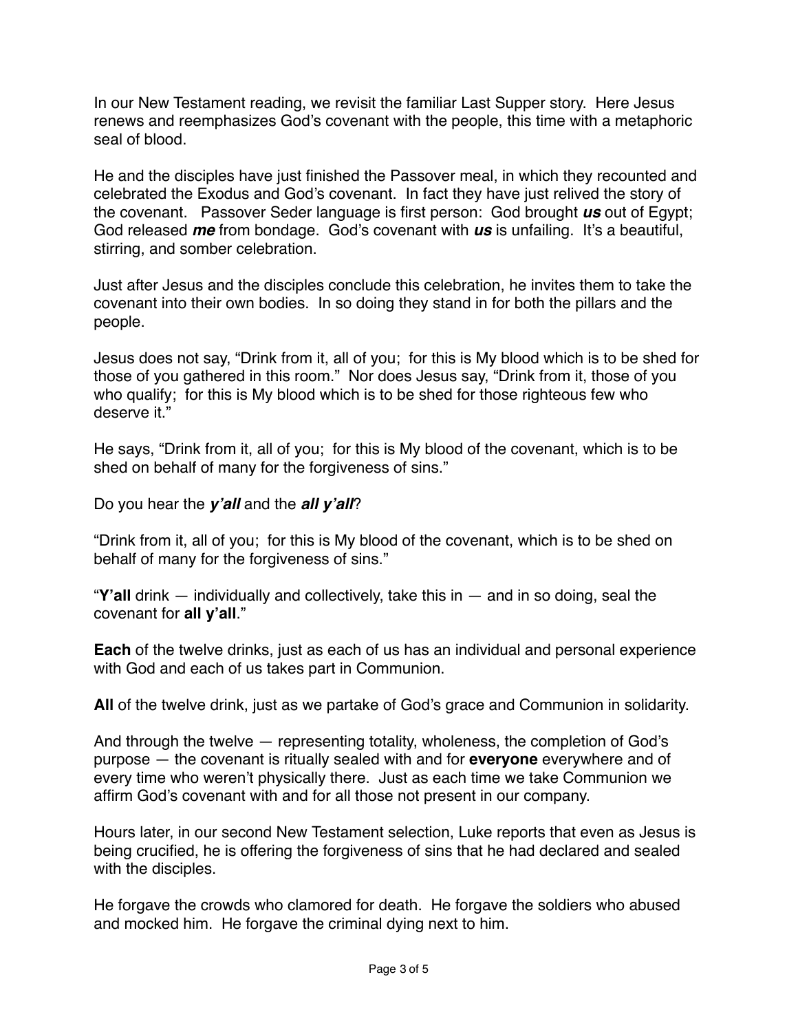In our New Testament reading, we revisit the familiar Last Supper story. Here Jesus renews and reemphasizes God's covenant with the people, this time with a metaphoric seal of blood.

He and the disciples have just finished the Passover meal, in which they recounted and celebrated the Exodus and God's covenant. In fact they have just relived the story of the covenant. Passover Seder language is first person: God brought ***us*** out of Egypt; God released ***me*** from bondage. God's covenant with ***us*** is unfailing. It's a beautiful, stirring, and somber celebration.

Just after Jesus and the disciples conclude this celebration, he invites them to take the covenant into their own bodies. In so doing they stand in for both the pillars and the people.

Jesus does not say, "Drink from it, all of you; for this is My blood which is to be shed for those of you gathered in this room." Nor does Jesus say, "Drink from it, those of you who qualify; for this is My blood which is to be shed for those righteous few who deserve it."

He says, "Drink from it, all of you; for this is My blood of the covenant, which is to be shed on behalf of many for the forgiveness of sins."

Do you hear the ***y'all*** and the ***all y'all***?

"Drink from it, all of you; for this is My blood of the covenant, which is to be shed on behalf of many for the forgiveness of sins."

"**Y'all** drink — individually and collectively, take this in — and in so doing, seal the covenant for **all y'all**."

**Each** of the twelve drinks, just as each of us has an individual and personal experience with God and each of us takes part in Communion.

**All** of the twelve drink, just as we partake of God's grace and Communion in solidarity.

And through the twelve — representing totality, wholeness, the completion of God's purpose — the covenant is ritually sealed with and for **everyone** everywhere and of every time who weren't physically there. Just as each time we take Communion we affirm God's covenant with and for all those not present in our company.

Hours later, in our second New Testament selection, Luke reports that even as Jesus is being crucified, he is offering the forgiveness of sins that he had declared and sealed with the disciples.

He forgave the crowds who clamored for death. He forgave the soldiers who abused and mocked him. He forgave the criminal dying next to him.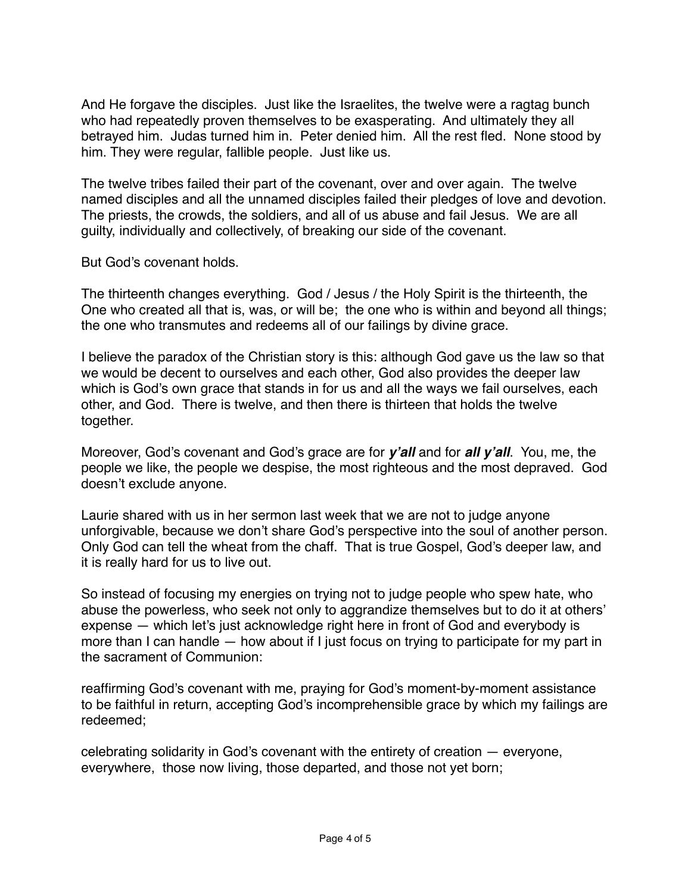And He forgave the disciples. Just like the Israelites, the twelve were a ragtag bunch who had repeatedly proven themselves to be exasperating. And ultimately they all betrayed him. Judas turned him in. Peter denied him. All the rest fled. None stood by him. They were regular, fallible people. Just like us.

The twelve tribes failed their part of the covenant, over and over again. The twelve named disciples and all the unnamed disciples failed their pledges of love and devotion. The priests, the crowds, the soldiers, and all of us abuse and fail Jesus. We are all guilty, individually and collectively, of breaking our side of the covenant.

But God's covenant holds.

The thirteenth changes everything. God / Jesus / the Holy Spirit is the thirteenth, the One who created all that is, was, or will be; the one who is within and beyond all things; the one who transmutes and redeems all of our failings by divine grace.

I believe the paradox of the Christian story is this: although God gave us the law so that we would be decent to ourselves and each other, God also provides the deeper law which is God's own grace that stands in for us and all the ways we fail ourselves, each other, and God. There is twelve, and then there is thirteen that holds the twelve together.

Moreover, God's covenant and God's grace are for ***y'all*** and for ***all y'all***. You, me, the people we like, the people we despise, the most righteous and the most depraved. God doesn't exclude anyone.

Laurie shared with us in her sermon last week that we are not to judge anyone unforgivable, because we don't share God's perspective into the soul of another person. Only God can tell the wheat from the chaff. That is true Gospel, God's deeper law, and it is really hard for us to live out.

So instead of focusing my energies on trying not to judge people who spew hate, who abuse the powerless, who seek not only to aggrandize themselves but to do it at others' expense — which let's just acknowledge right here in front of God and everybody is more than I can handle — how about if I just focus on trying to participate for my part in the sacrament of Communion:

reaffirming God's covenant with me, praying for God's moment-by-moment assistance to be faithful in return, accepting God's incomprehensible grace by which my failings are redeemed;

celebrating solidarity in God's covenant with the entirety of creation — everyone, everywhere, those now living, those departed, and those not yet born;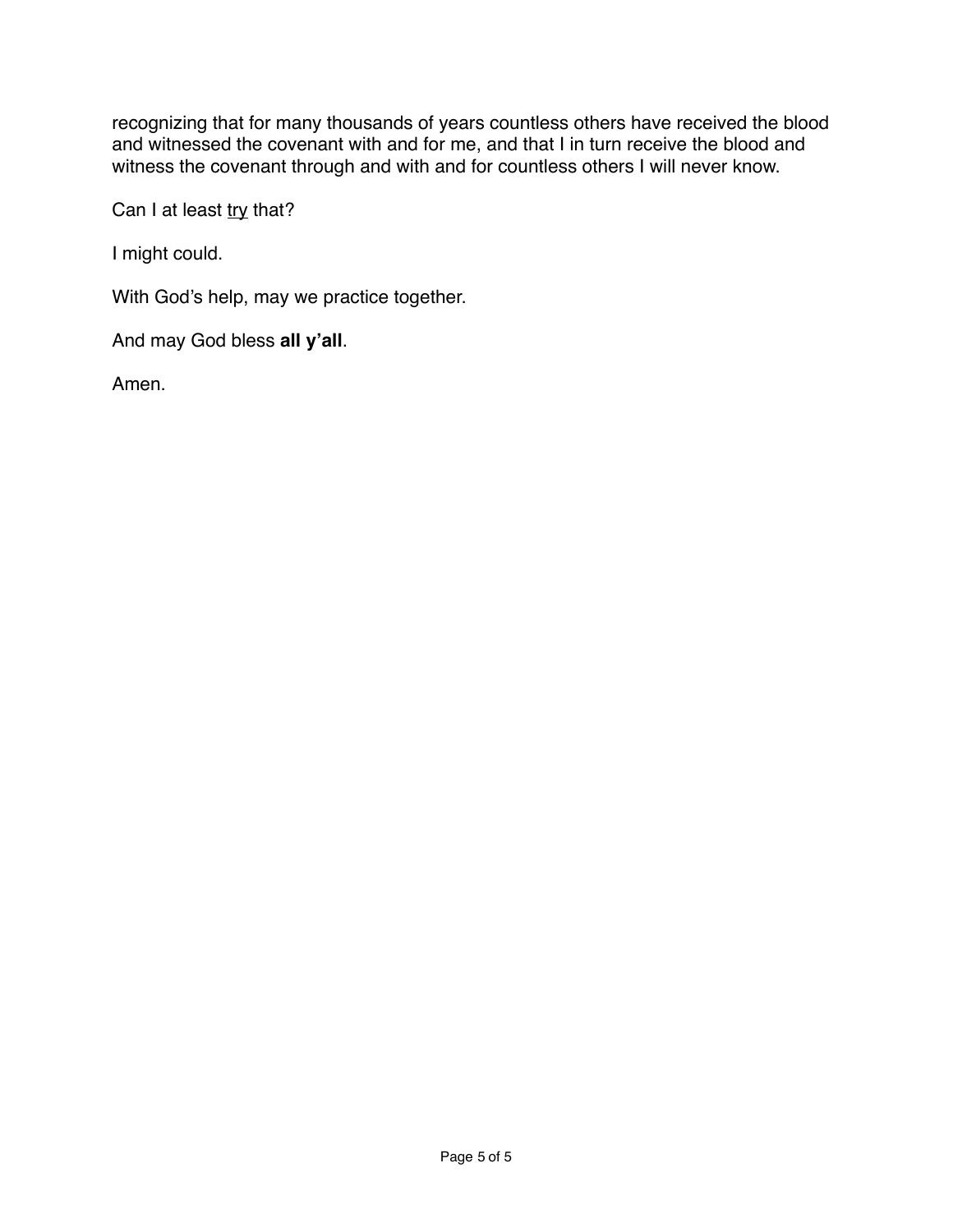recognizing that for many thousands of years countless others have received the blood and witnessed the covenant with and for me, and that I in turn receive the blood and witness the covenant through and with and for countless others I will never know.

Can I at least <u>try</u> that?

I might could.

With God's help, may we practice together.

And may God bless **all y'all**.

Amen.